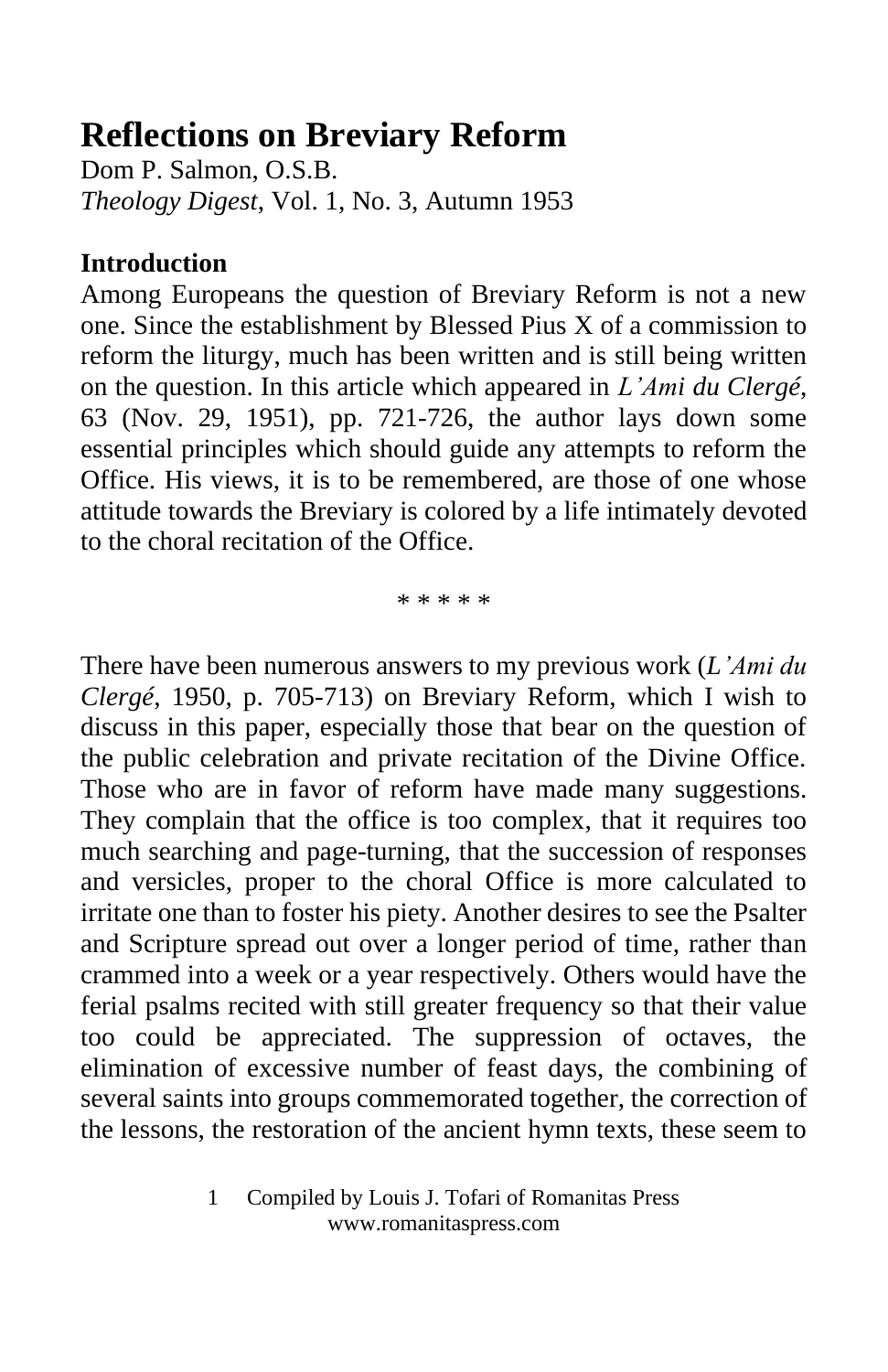# Reflections on Breviary Reform

Dom P. Salmon, O.S.B.
*Theology Digest*, Vol. 1, No. 3, Autumn 1953

**Introduction**

Among Europeans the question of Breviary Reform is not a new one. Since the establishment by Blessed Pius X of a commission to reform the liturgy, much has been written and is still being written on the question. In this article which appeared in *L'Ami du Clergé*, 63 (Nov. 29, 1951), pp. 721-726, the author lays down some essential principles which should guide any attempts to reform the Office. His views, it is to be remembered, are those of one whose attitude towards the Breviary is colored by a life intimately devoted to the choral recitation of the Office.

\* \* \* \* \*

There have been numerous answers to my previous work (*L'Ami du Clergé*, 1950, p. 705-713) on Breviary Reform, which I wish to discuss in this paper, especially those that bear on the question of the public celebration and private recitation of the Divine Office. Those who are in favor of reform have made many suggestions. They complain that the office is too complex, that it requires too much searching and page-turning, that the succession of responses and versicles, proper to the choral Office is more calculated to irritate one than to foster his piety. Another desires to see the Psalter and Scripture spread out over a longer period of time, rather than crammed into a week or a year respectively. Others would have the ferial psalms recited with still greater frequency so that their value too could be appreciated. The suppression of octaves, the elimination of excessive number of feast days, the combining of several saints into groups commemorated together, the correction of the lessons, the restoration of the ancient hymn texts, these seem to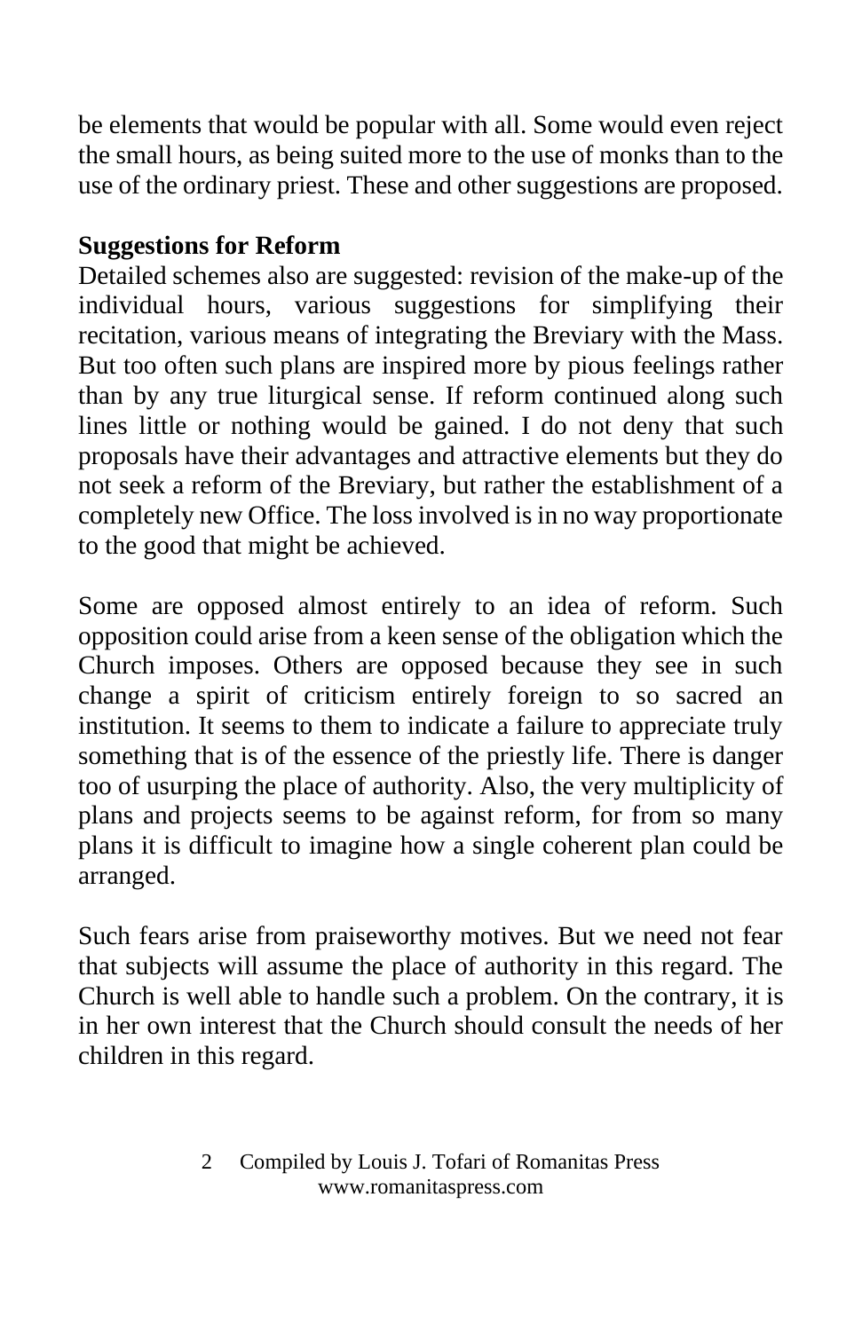be elements that would be popular with all. Some would even reject the small hours, as being suited more to the use of monks than to the use of the ordinary priest. These and other suggestions are proposed.

**Suggestions for Reform**

Detailed schemes also are suggested: revision of the make-up of the individual hours, various suggestions for simplifying their recitation, various means of integrating the Breviary with the Mass. But too often such plans are inspired more by pious feelings rather than by any true liturgical sense. If reform continued along such lines little or nothing would be gained. I do not deny that such proposals have their advantages and attractive elements but they do not seek a reform of the Breviary, but rather the establishment of a completely new Office. The loss involved is in no way proportionate to the good that might be achieved.

Some are opposed almost entirely to an idea of reform. Such opposition could arise from a keen sense of the obligation which the Church imposes. Others are opposed because they see in such change a spirit of criticism entirely foreign to so sacred an institution. It seems to them to indicate a failure to appreciate truly something that is of the essence of the priestly life. There is danger too of usurping the place of authority. Also, the very multiplicity of plans and projects seems to be against reform, for from so many plans it is difficult to imagine how a single coherent plan could be arranged.

Such fears arise from praiseworthy motives. But we need not fear that subjects will assume the place of authority in this regard. The Church is well able to handle such a problem. On the contrary, it is in her own interest that the Church should consult the needs of her children in this regard.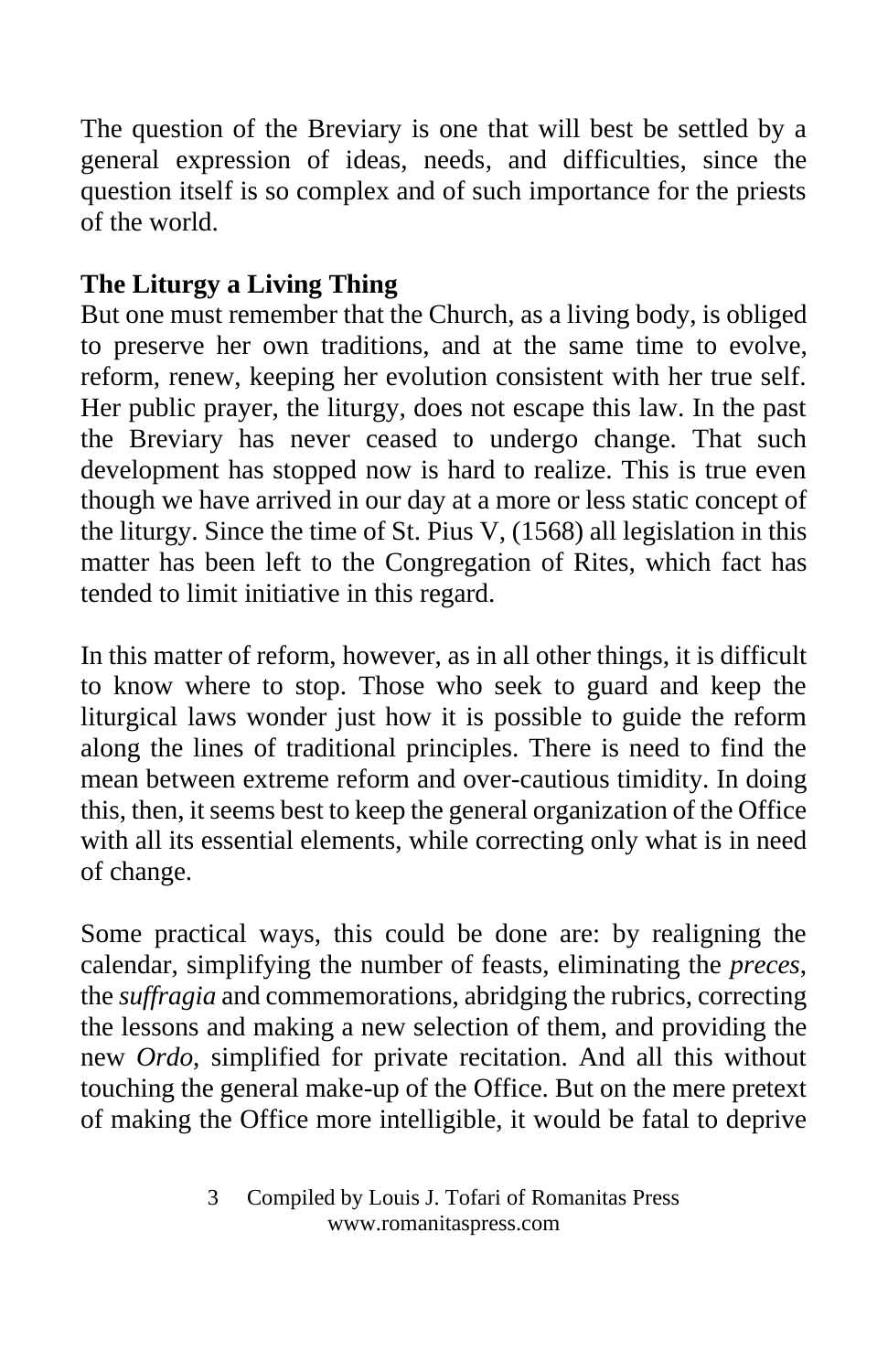The question of the Breviary is one that will best be settled by a general expression of ideas, needs, and difficulties, since the question itself is so complex and of such importance for the priests of the world.

**The Liturgy a Living Thing**

But one must remember that the Church, as a living body, is obliged to preserve her own traditions, and at the same time to evolve, reform, renew, keeping her evolution consistent with her true self. Her public prayer, the liturgy, does not escape this law. In the past the Breviary has never ceased to undergo change. That such development has stopped now is hard to realize. This is true even though we have arrived in our day at a more or less static concept of the liturgy. Since the time of St. Pius V, (1568) all legislation in this matter has been left to the Congregation of Rites, which fact has tended to limit initiative in this regard.

In this matter of reform, however, as in all other things, it is difficult to know where to stop. Those who seek to guard and keep the liturgical laws wonder just how it is possible to guide the reform along the lines of traditional principles. There is need to find the mean between extreme reform and over-cautious timidity. In doing this, then, it seems best to keep the general organization of the Office with all its essential elements, while correcting only what is in need of change.

Some practical ways, this could be done are: by realigning the calendar, simplifying the number of feasts, eliminating the *preces*, the *suffragia* and commemorations, abridging the rubrics, correcting the lessons and making a new selection of them, and providing the new *Ordo*, simplified for private recitation. And all this without touching the general make-up of the Office. But on the mere pretext of making the Office more intelligible, it would be fatal to deprive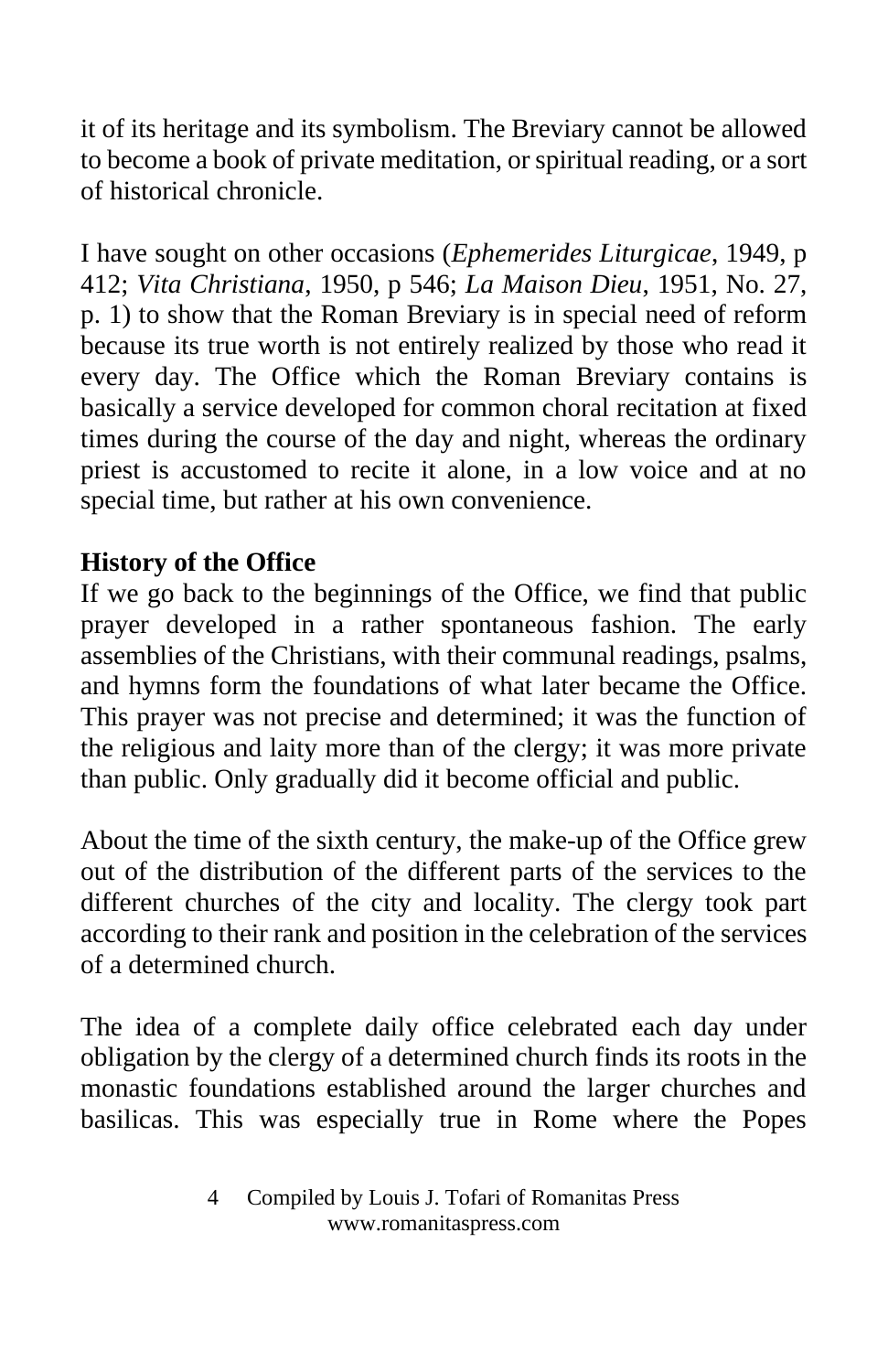it of its heritage and its symbolism. The Breviary cannot be allowed to become a book of private meditation, or spiritual reading, or a sort of historical chronicle.

I have sought on other occasions (*Ephemerides Liturgicae*, 1949, p 412; *Vita Christiana*, 1950, p 546; *La Maison Dieu*, 1951, No. 27, p. 1) to show that the Roman Breviary is in special need of reform because its true worth is not entirely realized by those who read it every day. The Office which the Roman Breviary contains is basically a service developed for common choral recitation at fixed times during the course of the day and night, whereas the ordinary priest is accustomed to recite it alone, in a low voice and at no special time, but rather at his own convenience.

**History of the Office**

If we go back to the beginnings of the Office, we find that public prayer developed in a rather spontaneous fashion. The early assemblies of the Christians, with their communal readings, psalms, and hymns form the foundations of what later became the Office. This prayer was not precise and determined; it was the function of the religious and laity more than of the clergy; it was more private than public. Only gradually did it become official and public.

About the time of the sixth century, the make-up of the Office grew out of the distribution of the different parts of the services to the different churches of the city and locality. The clergy took part according to their rank and position in the celebration of the services of a determined church.

The idea of a complete daily office celebrated each day under obligation by the clergy of a determined church finds its roots in the monastic foundations established around the larger churches and basilicas. This was especially true in Rome where the Popes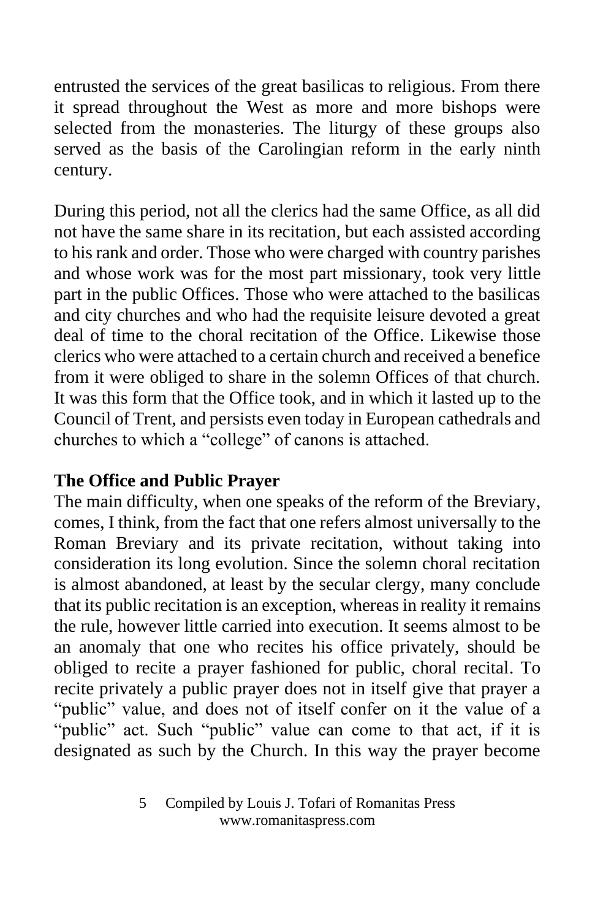entrusted the services of the great basilicas to religious. From there it spread throughout the West as more and more bishops were selected from the monasteries. The liturgy of these groups also served as the basis of the Carolingian reform in the early ninth century.

During this period, not all the clerics had the same Office, as all did not have the same share in its recitation, but each assisted according to his rank and order. Those who were charged with country parishes and whose work was for the most part missionary, took very little part in the public Offices. Those who were attached to the basilicas and city churches and who had the requisite leisure devoted a great deal of time to the choral recitation of the Office. Likewise those clerics who were attached to a certain church and received a benefice from it were obliged to share in the solemn Offices of that church. It was this form that the Office took, and in which it lasted up to the Council of Trent, and persists even today in European cathedrals and churches to which a "college" of canons is attached.

**The Office and Public Prayer**

The main difficulty, when one speaks of the reform of the Breviary, comes, I think, from the fact that one refers almost universally to the Roman Breviary and its private recitation, without taking into consideration its long evolution. Since the solemn choral recitation is almost abandoned, at least by the secular clergy, many conclude that its public recitation is an exception, whereas in reality it remains the rule, however little carried into execution. It seems almost to be an anomaly that one who recites his office privately, should be obliged to recite a prayer fashioned for public, choral recital. To recite privately a public prayer does not in itself give that prayer a "public" value, and does not of itself confer on it the value of a "public" act. Such "public" value can come to that act, if it is designated as such by the Church. In this way the prayer become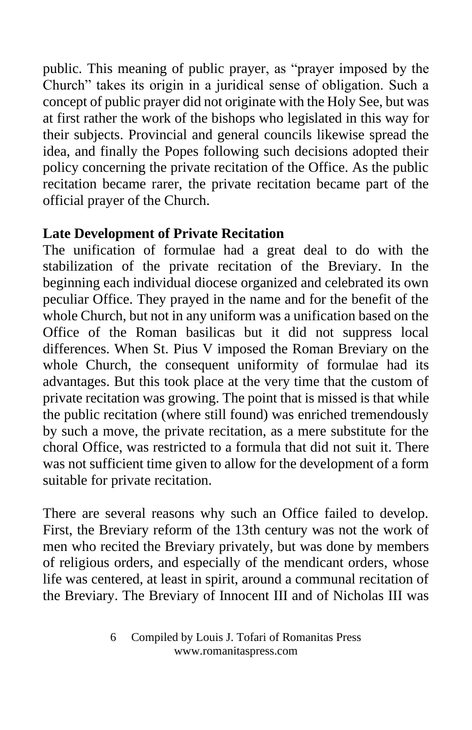public. This meaning of public prayer, as "prayer imposed by the Church" takes its origin in a juridical sense of obligation. Such a concept of public prayer did not originate with the Holy See, but was at first rather the work of the bishops who legislated in this way for their subjects. Provincial and general councils likewise spread the idea, and finally the Popes following such decisions adopted their policy concerning the private recitation of the Office. As the public recitation became rarer, the private recitation became part of the official prayer of the Church.

**Late Development of Private Recitation**

The unification of formulae had a great deal to do with the stabilization of the private recitation of the Breviary. In the beginning each individual diocese organized and celebrated its own peculiar Office. They prayed in the name and for the benefit of the whole Church, but not in any uniform was a unification based on the Office of the Roman basilicas but it did not suppress local differences. When St. Pius V imposed the Roman Breviary on the whole Church, the consequent uniformity of formulae had its advantages. But this took place at the very time that the custom of private recitation was growing. The point that is missed is that while the public recitation (where still found) was enriched tremendously by such a move, the private recitation, as a mere substitute for the choral Office, was restricted to a formula that did not suit it. There was not sufficient time given to allow for the development of a form suitable for private recitation.

There are several reasons why such an Office failed to develop. First, the Breviary reform of the 13th century was not the work of men who recited the Breviary privately, but was done by members of religious orders, and especially of the mendicant orders, whose life was centered, at least in spirit, around a communal recitation of the Breviary. The Breviary of Innocent III and of Nicholas III was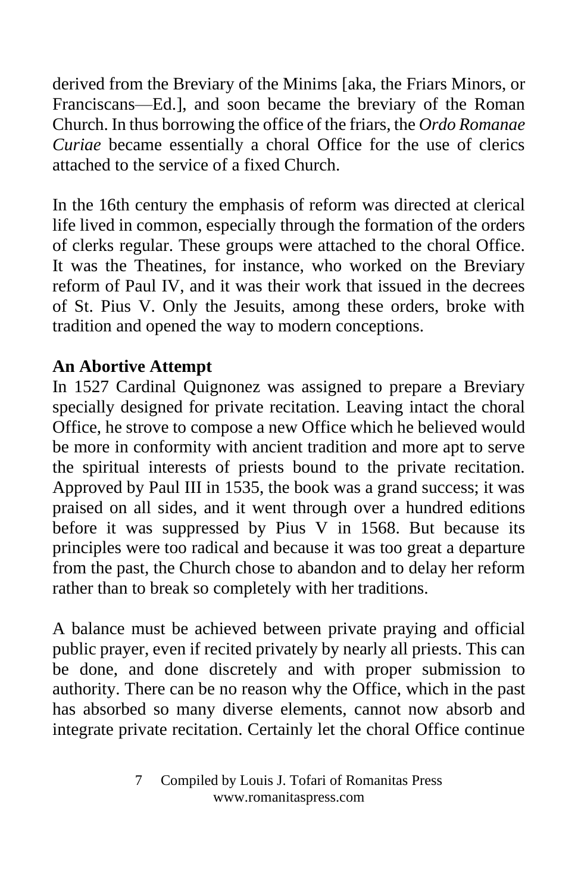derived from the Breviary of the Minims [aka, the Friars Minors, or Franciscans—Ed.], and soon became the breviary of the Roman Church. In thus borrowing the office of the friars, the *Ordo Romanae Curiae* became essentially a choral Office for the use of clerics attached to the service of a fixed Church.

In the 16th century the emphasis of reform was directed at clerical life lived in common, especially through the formation of the orders of clerks regular. These groups were attached to the choral Office. It was the Theatines, for instance, who worked on the Breviary reform of Paul IV, and it was their work that issued in the decrees of St. Pius V. Only the Jesuits, among these orders, broke with tradition and opened the way to modern conceptions.

**An Abortive Attempt**

In 1527 Cardinal Quignonez was assigned to prepare a Breviary specially designed for private recitation. Leaving intact the choral Office, he strove to compose a new Office which he believed would be more in conformity with ancient tradition and more apt to serve the spiritual interests of priests bound to the private recitation. Approved by Paul III in 1535, the book was a grand success; it was praised on all sides, and it went through over a hundred editions before it was suppressed by Pius V in 1568. But because its principles were too radical and because it was too great a departure from the past, the Church chose to abandon and to delay her reform rather than to break so completely with her traditions.

A balance must be achieved between private praying and official public prayer, even if recited privately by nearly all priests. This can be done, and done discretely and with proper submission to authority. There can be no reason why the Office, which in the past has absorbed so many diverse elements, cannot now absorb and integrate private recitation. Certainly let the choral Office continue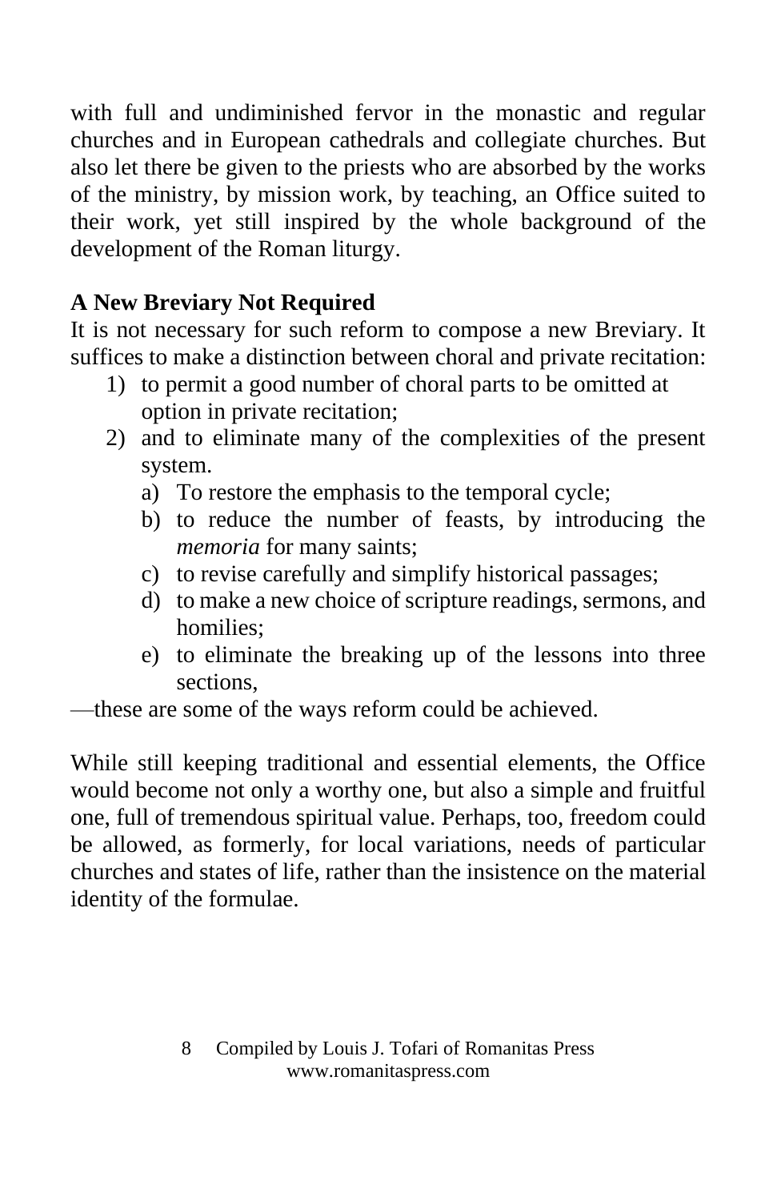with full and undiminished fervor in the monastic and regular churches and in European cathedrals and collegiate churches. But also let there be given to the priests who are absorbed by the works of the ministry, by mission work, by teaching, an Office suited to their work, yet still inspired by the whole background of the development of the Roman liturgy.

**A New Breviary Not Required**

It is not necessary for such reform to compose a new Breviary. It suffices to make a distinction between choral and private recitation:

1) to permit a good number of choral parts to be omitted at option in private recitation;
2) and to eliminate many of the complexities of the present system.
    a) To restore the emphasis to the temporal cycle;
    b) to reduce the number of feasts, by introducing the *memoria* for many saints;
    c) to revise carefully and simplify historical passages;
    d) to make a new choice of scripture readings, sermons, and homilies;
    e) to eliminate the breaking up of the lessons into three sections,

—these are some of the ways reform could be achieved.

While still keeping traditional and essential elements, the Office would become not only a worthy one, but also a simple and fruitful one, full of tremendous spiritual value. Perhaps, too, freedom could be allowed, as formerly, for local variations, needs of particular churches and states of life, rather than the insistence on the material identity of the formulae.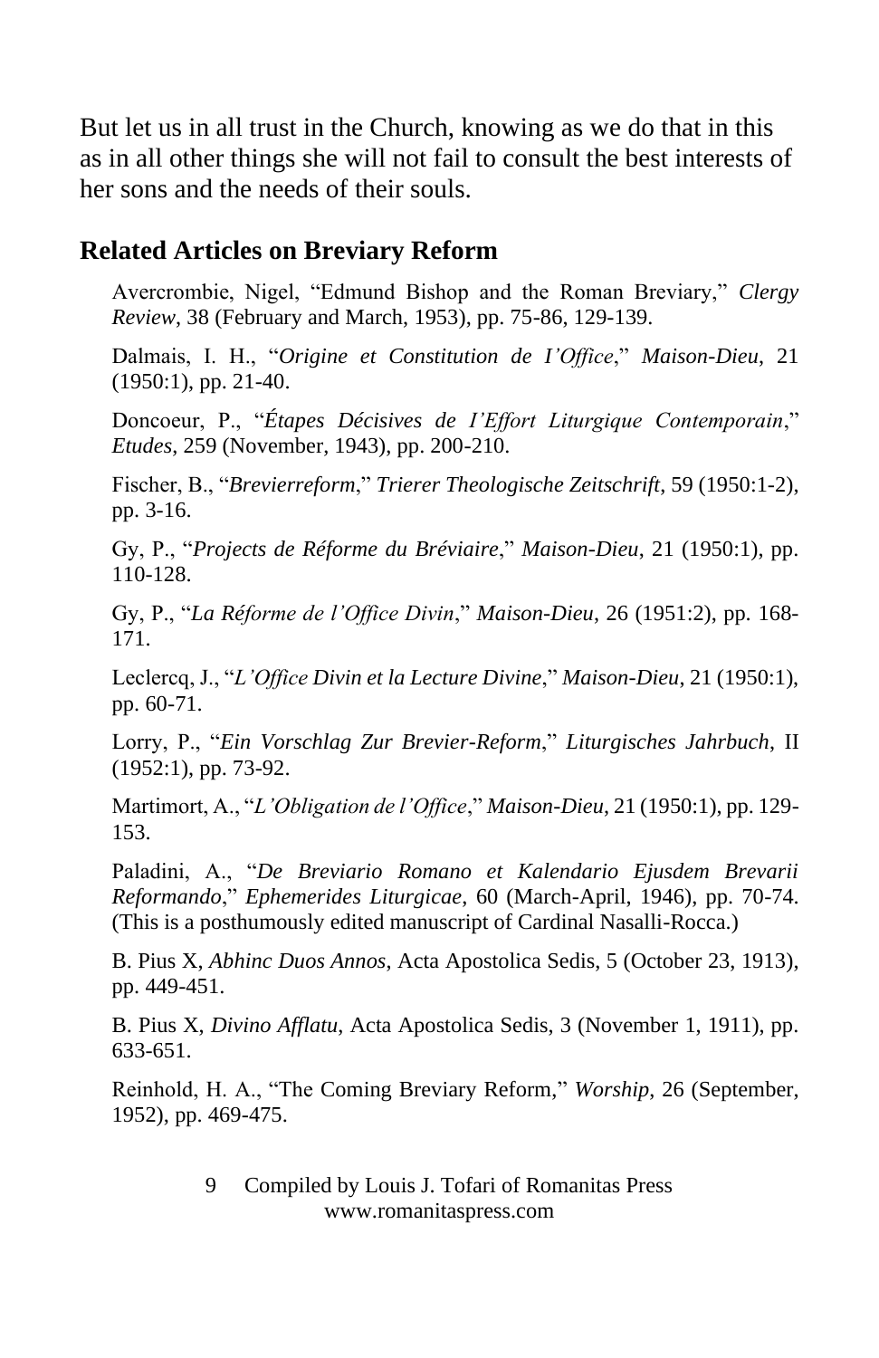But let us in all trust in the Church, knowing as we do that in this as in all other things she will not fail to consult the best interests of her sons and the needs of their souls.

## Related Articles on Breviary Reform

Avercrombie, Nigel, "Edmund Bishop and the Roman Breviary," *Clergy Review*, 38 (February and March, 1953), pp. 75-86, 129-139.

Dalmais, I. H., "*Origine et Constitution de I'Office*," *Maison-Dieu*, 21 (1950:1), pp. 21-40.

Doncoeur, P., "*Étapes Décisives de I'Effort Liturgique Contemporain*," *Etudes*, 259 (November, 1943), pp. 200-210.

Fischer, B., "*Brevierreform*," *Trierer Theologische Zeitschrift*, 59 (1950:1-2), pp. 3-16.

Gy, P., "*Projects de Réforme du Bréviaire*," *Maison-Dieu*, 21 (1950:1), pp. 110-128.

Gy, P., "*La Réforme de l'Office Divin*," *Maison-Dieu*, 26 (1951:2), pp. 168-171.

Leclercq, J., "*L'Office Divin et la Lecture Divine*," *Maison-Dieu*, 21 (1950:1), pp. 60-71.

Lorry, P., "*Ein Vorschlag Zur Brevier-Reform*," *Liturgisches Jahrbuch*, II (1952:1), pp. 73-92.

Martimort, A., "*L'Obligation de l'Office*," *Maison-Dieu*, 21 (1950:1), pp. 129-153.

Paladini, A., "*De Breviario Romano et Kalendario Ejusdem Brevarii Reformando*," *Ephemerides Liturgicae*, 60 (March-April, 1946), pp. 70-74. (This is a posthumously edited manuscript of Cardinal Nasalli-Rocca.)

B. Pius X, *Abhinc Duos Annos*, Acta Apostolica Sedis, 5 (October 23, 1913), pp. 449-451.

B. Pius X, *Divino Afflatu*, Acta Apostolica Sedis, 3 (November 1, 1911), pp. 633-651.

Reinhold, H. A., "The Coming Breviary Reform," *Worship*, 26 (September, 1952), pp. 469-475.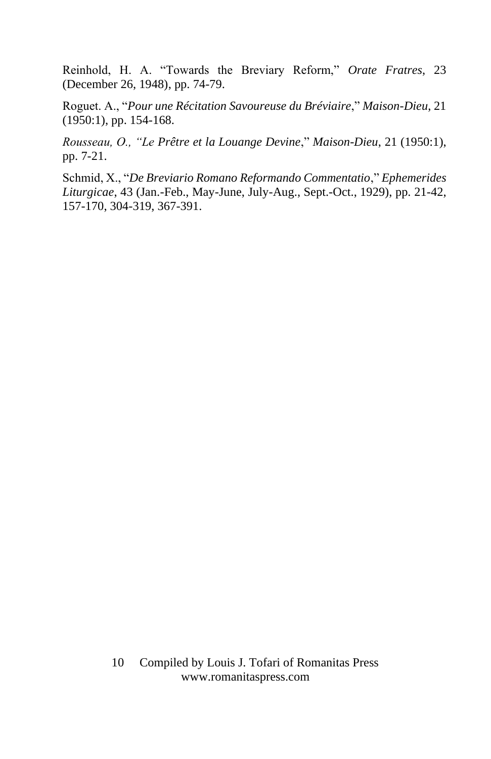Reinhold, H. A. “Towards the Breviary Reform,” *Orate Fratres*, 23 (December 26, 1948), pp. 74-79.

Roguet. A., “*Pour une Récitation Savoureuse du Bréviaire*,” *Maison-Dieu*, 21 (1950:1), pp. 154-168.

*Rousseau, O., “Le Prêtre et la Louange Devine*,” *Maison-Dieu*, 21 (1950:1), pp. 7-21.

Schmid, X., “*De Breviario Romano Reformando Commentatio*,” *Ephemerides Liturgicae*, 43 (Jan.-Feb., May-June, July-Aug., Sept.-Oct., 1929), pp. 21-42, 157-170, 304-319, 367-391.

Compiled by Louis J. Tofari of Romanitas Press
www.romanitaspress.com